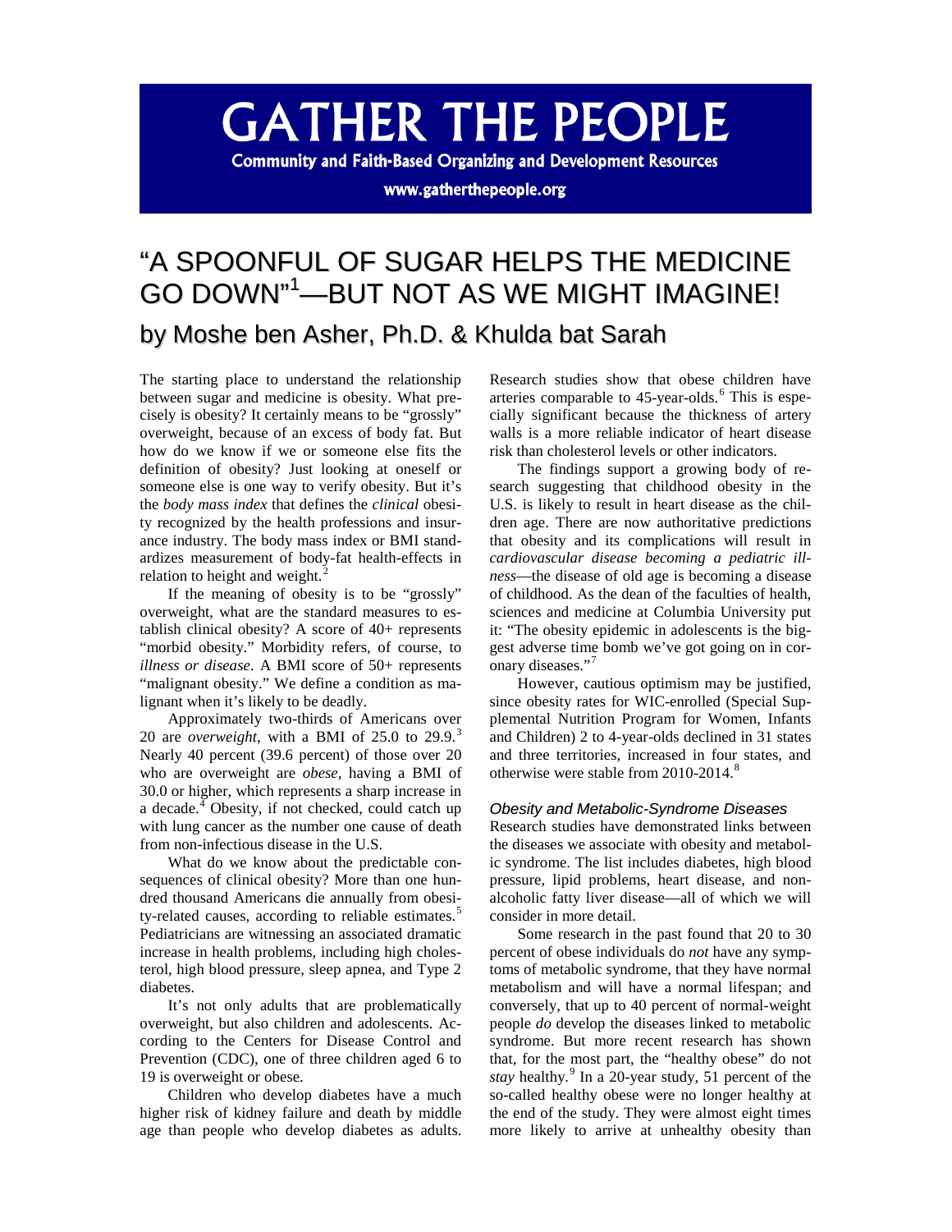# GATHER THE PEOPLE

**Community and Faith-Based Organizing and Development Resources**

**www.gatherthepeople.org**

# "A SPOONFUL OF SUGAR HELPS THE MEDICINE GO DOWN"[1]—BUT NOT AS WE MIGHT IMAGINE!

## by Moshe ben Asher, Ph.D. & Khulda bat Sarah

The starting place to understand the relationship between sugar and medicine is obesity. What precisely is obesity? It certainly means to be "grossly" overweight, because of an excess of body fat. But how do we know if we or someone else fits the definition of obesity? Just looking at oneself or someone else is one way to verify obesity. But it's the *body mass index* that defines the *clinical* obesity recognized by the health professions and insurance industry. The body mass index or BMI standardizes measurement of body-fat health-effects in relation to height and weight.[2]

If the meaning of obesity is to be "grossly" overweight, what are the standard measures to establish clinical obesity? A score of 40+ represents "morbid obesity." Morbidity refers, of course, to *illness or disease*. A BMI score of 50+ represents "malignant obesity." We define a condition as malignant when it's likely to be deadly.

Approximately two-thirds of Americans over 20 are *overweight*, with a BMI of 25.0 to 29.9.[3] Nearly 40 percent (39.6 percent) of those over 20 who are overweight are *obese*, having a BMI of 30.0 or higher, which represents a sharp increase in a decade.[4] Obesity, if not checked, could catch up with lung cancer as the number one cause of death from non-infectious disease in the U.S.

What do we know about the predictable consequences of clinical obesity? More than one hundred thousand Americans die annually from obesity-related causes, according to reliable estimates.[5] Pediatricians are witnessing an associated dramatic increase in health problems, including high cholesterol, high blood pressure, sleep apnea, and Type 2 diabetes.

It's not only adults that are problematically overweight, but also children and adolescents. According to the Centers for Disease Control and Prevention (CDC), one of three children aged 6 to 19 is overweight or obese.

Children who develop diabetes have a much higher risk of kidney failure and death by middle age than people who develop diabetes as adults. Research studies show that obese children have arteries comparable to 45-year-olds.[6] This is especially significant because the thickness of artery walls is a more reliable indicator of heart disease risk than cholesterol levels or other indicators.

The findings support a growing body of research suggesting that childhood obesity in the U.S. is likely to result in heart disease as the children age. There are now authoritative predictions that obesity and its complications will result in *cardiovascular disease becoming a pediatric illness*—the disease of old age is becoming a disease of childhood. As the dean of the faculties of health, sciences and medicine at Columbia University put it: "The obesity epidemic in adolescents is the biggest adverse time bomb we've got going on in coronary diseases."[7]

However, cautious optimism may be justified, since obesity rates for WIC-enrolled (Special Supplemental Nutrition Program for Women, Infants and Children) 2 to 4-year-olds declined in 31 states and three territories, increased in four states, and otherwise were stable from 2010-2014.[8]

### *Obesity and Metabolic-Syndrome Diseases*

Research studies have demonstrated links between the diseases we associate with obesity and metabolic syndrome. The list includes diabetes, high blood pressure, lipid problems, heart disease, and non-alcoholic fatty liver disease—all of which we will consider in more detail.

Some research in the past found that 20 to 30 percent of obese individuals do *not* have any symptoms of metabolic syndrome, that they have normal metabolism and will have a normal lifespan; and conversely, that up to 40 percent of normal-weight people *do* develop the diseases linked to metabolic syndrome. But more recent research has shown that, for the most part, the "healthy obese" do not *stay* healthy.[9] In a 20-year study, 51 percent of the so-called healthy obese were no longer healthy at the end of the study. They were almost eight times more likely to arrive at unhealthy obesity than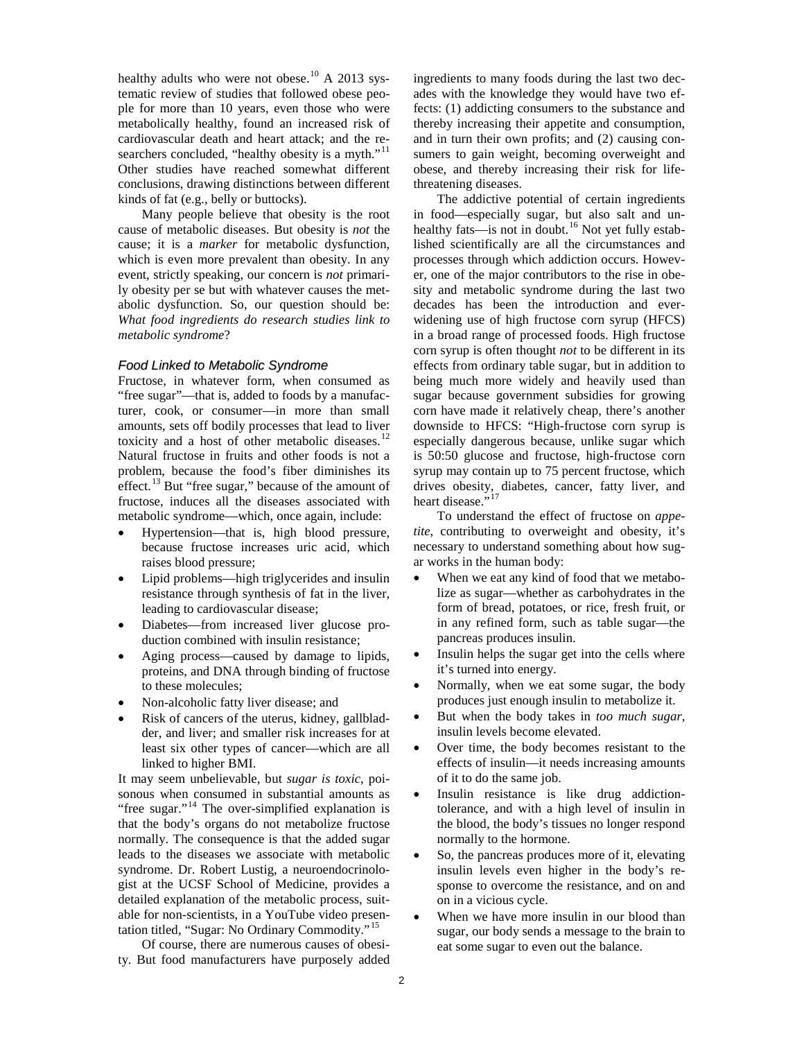healthy adults who were not obese.[10] A 2013 systematic review of studies that followed obese people for more than 10 years, even those who were metabolically healthy, found an increased risk of cardiovascular death and heart attack; and the researchers concluded, "healthy obesity is a myth."[11] Other studies have reached somewhat different conclusions, drawing distinctions between different kinds of fat (e.g., belly or buttocks).

Many people believe that obesity is the root cause of metabolic diseases. But obesity is *not* the cause; it is a *marker* for metabolic dysfunction, which is even more prevalent than obesity. In any event, strictly speaking, our concern is *not* primarily obesity per se but with whatever causes the metabolic dysfunction. So, our question should be: *What food ingredients do research studies link to metabolic syndrome*?

### *Food Linked to Metabolic Syndrome*

Fructose, in whatever form, when consumed as "free sugar"—that is, added to foods by a manufacturer, cook, or consumer—in more than small amounts, sets off bodily processes that lead to liver toxicity and a host of other metabolic diseases.[12] Natural fructose in fruits and other foods is not a problem, because the food's fiber diminishes its effect.[13] But "free sugar," because of the amount of fructose, induces all the diseases associated with metabolic syndrome—which, once again, include:

- Hypertension—that is, high blood pressure, because fructose increases uric acid, which raises blood pressure;
- Lipid problems—high triglycerides and insulin resistance through synthesis of fat in the liver, leading to cardiovascular disease;
- Diabetes—from increased liver glucose production combined with insulin resistance;
- Aging process—caused by damage to lipids, proteins, and DNA through binding of fructose to these molecules;
- Non-alcoholic fatty liver disease; and
- Risk of cancers of the uterus, kidney, gallbladder, and liver; and smaller risk increases for at least six other types of cancer—which are all linked to higher BMI.

It may seem unbelievable, but *sugar is toxic*, poisonous when consumed in substantial amounts as "free sugar."[14] The over-simplified explanation is that the body's organs do not metabolize fructose normally. The consequence is that the added sugar leads to the diseases we associate with metabolic syndrome. Dr. Robert Lustig, a neuroendocrinologist at the UCSF School of Medicine, provides a detailed explanation of the metabolic process, suitable for non-scientists, in a YouTube video presentation titled, "Sugar: No Ordinary Commodity."[15]

Of course, there are numerous causes of obesity. But food manufacturers have purposely added ingredients to many foods during the last two decades with the knowledge they would have two effects: (1) addicting consumers to the substance and thereby increasing their appetite and consumption, and in turn their own profits; and (2) causing consumers to gain weight, becoming overweight and obese, and thereby increasing their risk for life-threatening diseases.

The addictive potential of certain ingredients in food—especially sugar, but also salt and unhealthy fats—is not in doubt.[16] Not yet fully established scientifically are all the circumstances and processes through which addiction occurs. However, one of the major contributors to the rise in obesity and metabolic syndrome during the last two decades has been the introduction and ever-widening use of high fructose corn syrup (HFCS) in a broad range of processed foods. High fructose corn syrup is often thought *not* to be different in its effects from ordinary table sugar, but in addition to being much more widely and heavily used than sugar because government subsidies for growing corn have made it relatively cheap, there's another downside to HFCS: "High-fructose corn syrup is especially dangerous because, unlike sugar which is 50:50 glucose and fructose, high-fructose corn syrup may contain up to 75 percent fructose, which drives obesity, diabetes, cancer, fatty liver, and heart disease."[17]

To understand the effect of fructose on *appetite*, contributing to overweight and obesity, it's necessary to understand something about how sugar works in the human body:

- When we eat any kind of food that we metabolize as sugar—whether as carbohydrates in the form of bread, potatoes, or rice, fresh fruit, or in any refined form, such as table sugar—the pancreas produces insulin.
- Insulin helps the sugar get into the cells where it's turned into energy.
- Normally, when we eat some sugar, the body produces just enough insulin to metabolize it.
- But when the body takes in *too much sugar*, insulin levels become elevated.
- Over time, the body becomes resistant to the effects of insulin—it needs increasing amounts of it to do the same job.
- Insulin resistance is like drug addiction-tolerance, and with a high level of insulin in the blood, the body's tissues no longer respond normally to the hormone.
- So, the pancreas produces more of it, elevating insulin levels even higher in the body's response to overcome the resistance, and on and on in a vicious cycle.
- When we have more insulin in our blood than sugar, our body sends a message to the brain to eat some sugar to even out the balance.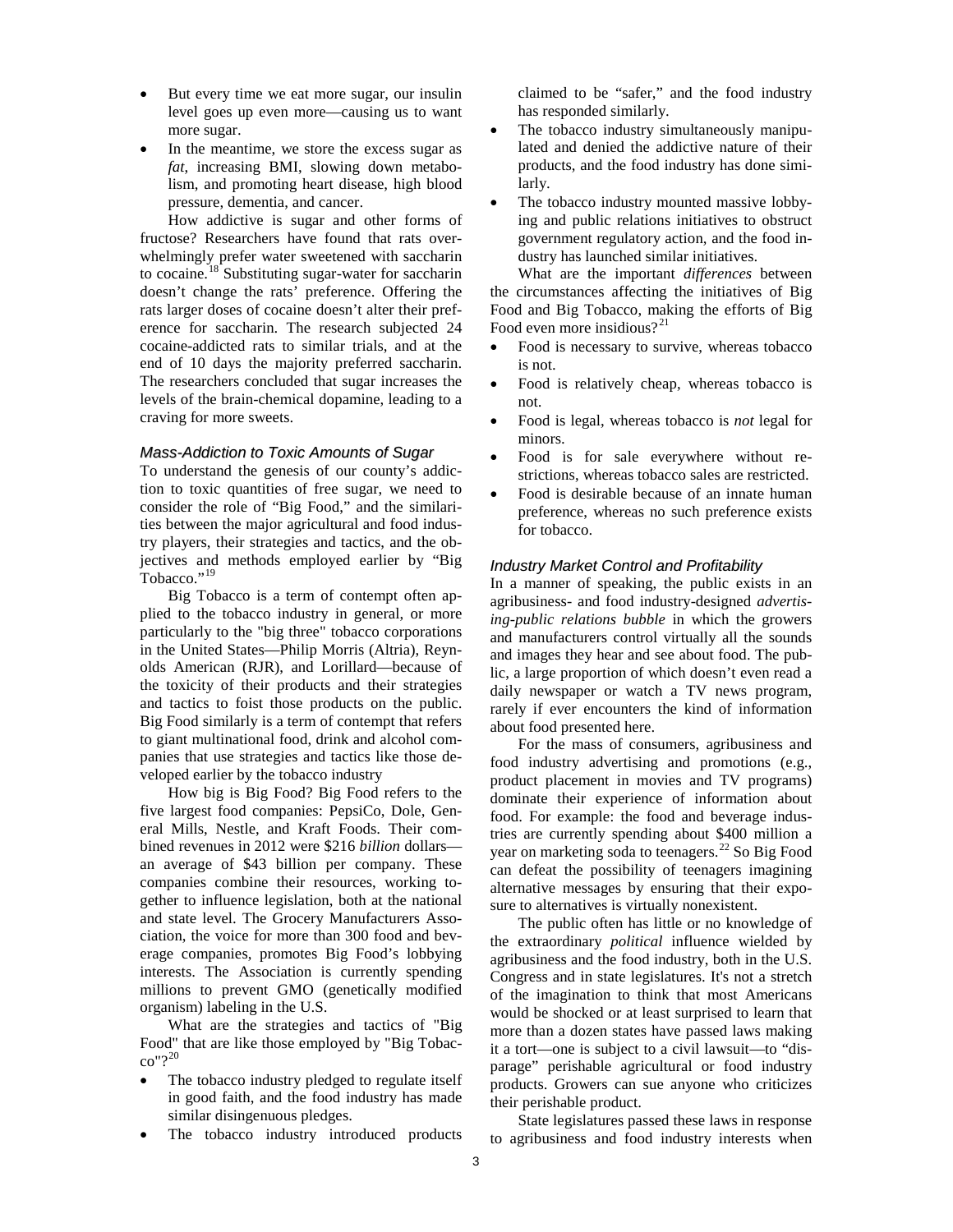- But every time we eat more sugar, our insulin level goes up even more—causing us to want more sugar.
- In the meantime, we store the excess sugar as *fat,* increasing BMI, slowing down metabolism, and promoting heart disease, high blood pressure, dementia, and cancer.

How addictive is sugar and other forms of fructose? Researchers have found that rats overwhelmingly prefer water sweetened with saccharin to cocaine.[18] Substituting sugar-water for saccharin doesn't change the rats' preference. Offering the rats larger doses of cocaine doesn't alter their preference for saccharin. The research subjected 24 cocaine-addicted rats to similar trials, and at the end of 10 days the majority preferred saccharin. The researchers concluded that sugar increases the levels of the brain-chemical dopamine, leading to a craving for more sweets.

### *Mass-Addiction to Toxic Amounts of Sugar*

To understand the genesis of our county's addiction to toxic quantities of free sugar, we need to consider the role of "Big Food," and the similarities between the major agricultural and food industry players, their strategies and tactics, and the objectives and methods employed earlier by "Big Tobacco."[19]

Big Tobacco is a term of contempt often applied to the tobacco industry in general, or more particularly to the "big three" tobacco corporations in the United States—Philip Morris (Altria), Reynolds American (RJR), and Lorillard—because of the toxicity of their products and their strategies and tactics to foist those products on the public. Big Food similarly is a term of contempt that refers to giant multinational food, drink and alcohol companies that use strategies and tactics like those developed earlier by the tobacco industry

How big is Big Food? Big Food refers to the five largest food companies: PepsiCo, Dole, General Mills, Nestle, and Kraft Foods. Their combined revenues in 2012 were $216 *billion* dollars—an average of $43 billion per company. These companies combine their resources, working together to influence legislation, both at the national and state level. The Grocery Manufacturers Association, the voice for more than 300 food and beverage companies, promotes Big Food's lobbying interests. The Association is currently spending millions to prevent GMO (genetically modified organism) labeling in the U.S.

What are the strategies and tactics of "Big Food" that are like those employed by "Big Tobacco"?[20]

- The tobacco industry pledged to regulate itself in good faith, and the food industry has made similar disingenuous pledges.
- The tobacco industry introduced products claimed to be "safer," and the food industry has responded similarly.
- The tobacco industry simultaneously manipulated and denied the addictive nature of their products, and the food industry has done similarly.
- The tobacco industry mounted massive lobbying and public relations initiatives to obstruct government regulatory action, and the food industry has launched similar initiatives.

What are the important *differences* between the circumstances affecting the initiatives of Big Food and Big Tobacco, making the efforts of Big Food even more insidious?[21]

- Food is necessary to survive, whereas tobacco is not.
- Food is relatively cheap, whereas tobacco is not.
- Food is legal, whereas tobacco is *not* legal for minors.
- Food is for sale everywhere without restrictions, whereas tobacco sales are restricted.
- Food is desirable because of an innate human preference, whereas no such preference exists for tobacco.

### *Industry Market Control and Profitability*

In a manner of speaking, the public exists in an agribusiness- and food industry-designed *advertising-public relations bubble* in which the growers and manufacturers control virtually all the sounds and images they hear and see about food. The public, a large proportion of which doesn't even read a daily newspaper or watch a TV news program, rarely if ever encounters the kind of information about food presented here.

For the mass of consumers, agribusiness and food industry advertising and promotions (e.g., product placement in movies and TV programs) dominate their experience of information about food. For example: the food and beverage industries are currently spending about $400 million a year on marketing soda to teenagers.[22] So Big Food can defeat the possibility of teenagers imagining alternative messages by ensuring that their exposure to alternatives is virtually nonexistent.

The public often has little or no knowledge of the extraordinary *political* influence wielded by agribusiness and the food industry, both in the U.S. Congress and in state legislatures. It's not a stretch of the imagination to think that most Americans would be shocked or at least surprised to learn that more than a dozen states have passed laws making it a tort—one is subject to a civil lawsuit—to "disparage" perishable agricultural or food industry products. Growers can sue anyone who criticizes their perishable product.

State legislatures passed these laws in response to agribusiness and food industry interests when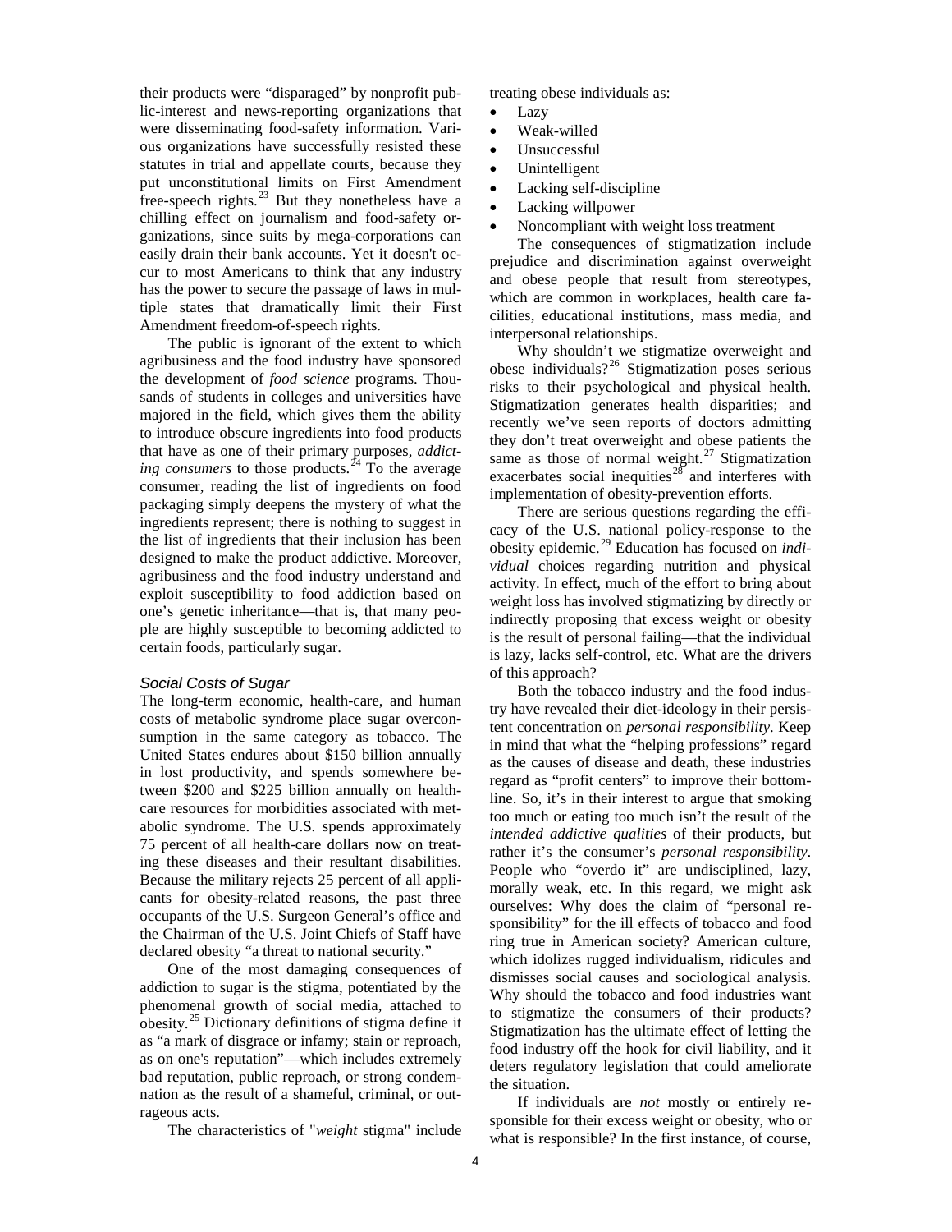their products were "disparaged" by nonprofit public-interest and news-reporting organizations that were disseminating food-safety information. Various organizations have successfully resisted these statutes in trial and appellate courts, because they put unconstitutional limits on First Amendment free-speech rights.[23] But they nonetheless have a chilling effect on journalism and food-safety organizations, since suits by mega-corporations can easily drain their bank accounts. Yet it doesn't occur to most Americans to think that any industry has the power to secure the passage of laws in multiple states that dramatically limit their First Amendment freedom-of-speech rights.

The public is ignorant of the extent to which agribusiness and the food industry have sponsored the development of *food science* programs. Thousands of students in colleges and universities have majored in the field, which gives them the ability to introduce obscure ingredients into food products that have as one of their primary purposes, *addicting consumers* to those products.[24] To the average consumer, reading the list of ingredients on food packaging simply deepens the mystery of what the ingredients represent; there is nothing to suggest in the list of ingredients that their inclusion has been designed to make the product addictive. Moreover, agribusiness and the food industry understand and exploit susceptibility to food addiction based on one's genetic inheritance—that is, that many people are highly susceptible to becoming addicted to certain foods, particularly sugar.

### *Social Costs of Sugar*

The long-term economic, health-care, and human costs of metabolic syndrome place sugar overconsumption in the same category as tobacco. The United States endures about $150 billion annually in lost productivity, and spends somewhere between $200 and $225 billion annually on health-care resources for morbidities associated with metabolic syndrome. The U.S. spends approximately 75 percent of all health-care dollars now on treating these diseases and their resultant disabilities. Because the military rejects 25 percent of all applicants for obesity-related reasons, the past three occupants of the U.S. Surgeon General's office and the Chairman of the U.S. Joint Chiefs of Staff have declared obesity "a threat to national security."

One of the most damaging consequences of addiction to sugar is the stigma, potentiated by the phenomenal growth of social media, attached to obesity.[25] Dictionary definitions of stigma define it as "a mark of disgrace or infamy; stain or reproach, as on one's reputation"—which includes extremely bad reputation, public reproach, or strong condemnation as the result of a shameful, criminal, or outrageous acts.

The characteristics of "*weight* stigma" include treating obese individuals as:

- Lazy
- Weak-willed
- Unsuccessful
- Unintelligent
- Lacking self-discipline
- Lacking willpower
- Noncompliant with weight loss treatment

The consequences of stigmatization include prejudice and discrimination against overweight and obese people that result from stereotypes, which are common in workplaces, health care facilities, educational institutions, mass media, and interpersonal relationships.

Why shouldn't we stigmatize overweight and obese individuals?[26] Stigmatization poses serious risks to their psychological and physical health. Stigmatization generates health disparities; and recently we've seen reports of doctors admitting they don't treat overweight and obese patients the same as those of normal weight.[27] Stigmatization exacerbates social inequities[28] and interferes with implementation of obesity-prevention efforts.

There are serious questions regarding the efficacy of the U.S. national policy-response to the obesity epidemic.[29] Education has focused on *individual* choices regarding nutrition and physical activity. In effect, much of the effort to bring about weight loss has involved stigmatizing by directly or indirectly proposing that excess weight or obesity is the result of personal failing—that the individual is lazy, lacks self-control, etc. What are the drivers of this approach?

Both the tobacco industry and the food industry have revealed their diet-ideology in their persistent concentration on *personal responsibility*. Keep in mind that what the "helping professions" regard as the causes of disease and death, these industries regard as "profit centers" to improve their bottom-line. So, it's in their interest to argue that smoking too much or eating too much isn't the result of the *intended addictive qualities* of their products, but rather it's the consumer's *personal responsibility*. People who "overdo it" are undisciplined, lazy, morally weak, etc. In this regard, we might ask ourselves: Why does the claim of "personal responsibility" for the ill effects of tobacco and food ring true in American society? American culture, which idolizes rugged individualism, ridicules and dismisses social causes and sociological analysis. Why should the tobacco and food industries want to stigmatize the consumers of their products? Stigmatization has the ultimate effect of letting the food industry off the hook for civil liability, and it deters regulatory legislation that could ameliorate the situation.

If individuals are *not* mostly or entirely responsible for their excess weight or obesity, who or what is responsible? In the first instance, of course,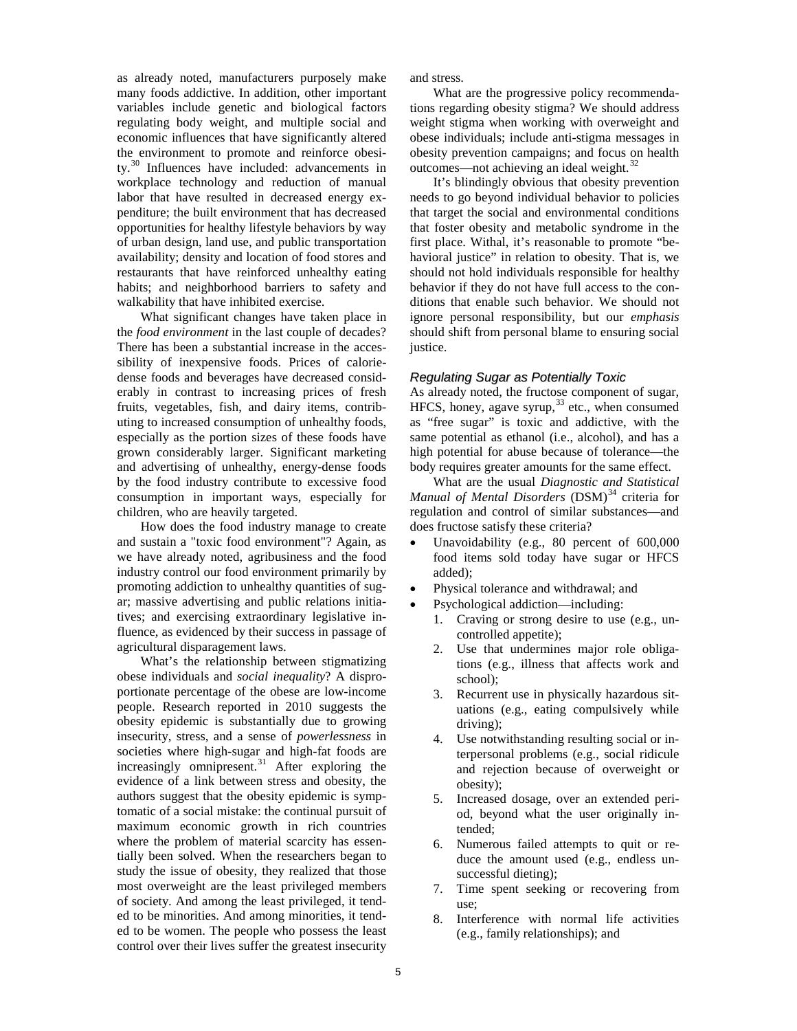as already noted, manufacturers purposely make many foods addictive. In addition, other important variables include genetic and biological factors regulating body weight, and multiple social and economic influences that have significantly altered the environment to promote and reinforce obesity.[30] Influences have included: advancements in workplace technology and reduction of manual labor that have resulted in decreased energy expenditure; the built environment that has decreased opportunities for healthy lifestyle behaviors by way of urban design, land use, and public transportation availability; density and location of food stores and restaurants that have reinforced unhealthy eating habits; and neighborhood barriers to safety and walkability that have inhibited exercise.

What significant changes have taken place in the *food environment* in the last couple of decades? There has been a substantial increase in the accessibility of inexpensive foods. Prices of calorie-dense foods and beverages have decreased considerably in contrast to increasing prices of fresh fruits, vegetables, fish, and dairy items, contributing to increased consumption of unhealthy foods, especially as the portion sizes of these foods have grown considerably larger. Significant marketing and advertising of unhealthy, energy-dense foods by the food industry contribute to excessive food consumption in important ways, especially for children, who are heavily targeted.

How does the food industry manage to create and sustain a "toxic food environment"? Again, as we have already noted, agribusiness and the food industry control our food environment primarily by promoting addiction to unhealthy quantities of sugar; massive advertising and public relations initiatives; and exercising extraordinary legislative influence, as evidenced by their success in passage of agricultural disparagement laws.

What's the relationship between stigmatizing obese individuals and *social inequality*? A disproportionate percentage of the obese are low-income people. Research reported in 2010 suggests the obesity epidemic is substantially due to growing insecurity, stress, and a sense of *powerlessness* in societies where high-sugar and high-fat foods are increasingly omnipresent.[31] After exploring the evidence of a link between stress and obesity, the authors suggest that the obesity epidemic is symptomatic of a social mistake: the continual pursuit of maximum economic growth in rich countries where the problem of material scarcity has essentially been solved. When the researchers began to study the issue of obesity, they realized that those most overweight are the least privileged members of society. And among the least privileged, it tended to be minorities. And among minorities, it tended to be women. The people who possess the least control over their lives suffer the greatest insecurity and stress.

What are the progressive policy recommendations regarding obesity stigma? We should address weight stigma when working with overweight and obese individuals; include anti-stigma messages in obesity prevention campaigns; and focus on health outcomes—not achieving an ideal weight.[32]

It's blindingly obvious that obesity prevention needs to go beyond individual behavior to policies that target the social and environmental conditions that foster obesity and metabolic syndrome in the first place. Withal, it's reasonable to promote "behavioral justice" in relation to obesity. That is, we should not hold individuals responsible for healthy behavior if they do not have full access to the conditions that enable such behavior. We should not ignore personal responsibility, but our *emphasis* should shift from personal blame to ensuring social justice.

### *Regulating Sugar as Potentially Toxic*

As already noted, the fructose component of sugar, HFCS, honey, agave syrup,[33] etc., when consumed as "free sugar" is toxic and addictive, with the same potential as ethanol (i.e., alcohol), and has a high potential for abuse because of tolerance—the body requires greater amounts for the same effect.

What are the usual *Diagnostic and Statistical Manual of Mental Disorders* (DSM)[34] criteria for regulation and control of similar substances—and does fructose satisfy these criteria?

- Unavoidability (e.g., 80 percent of 600,000 food items sold today have sugar or HFCS added);
- Physical tolerance and withdrawal; and
- Psychological addiction—including:
  1. Craving or strong desire to use (e.g., uncontrolled appetite);
  2. Use that undermines major role obligations (e.g., illness that affects work and school);
  3. Recurrent use in physically hazardous situations (e.g., eating compulsively while driving);
  4. Use notwithstanding resulting social or interpersonal problems (e.g., social ridicule and rejection because of overweight or obesity);
  5. Increased dosage, over an extended period, beyond what the user originally intended;
  6. Numerous failed attempts to quit or reduce the amount used (e.g., endless unsuccessful dieting);
  7. Time spent seeking or recovering from use;
  8. Interference with normal life activities (e.g., family relationships); and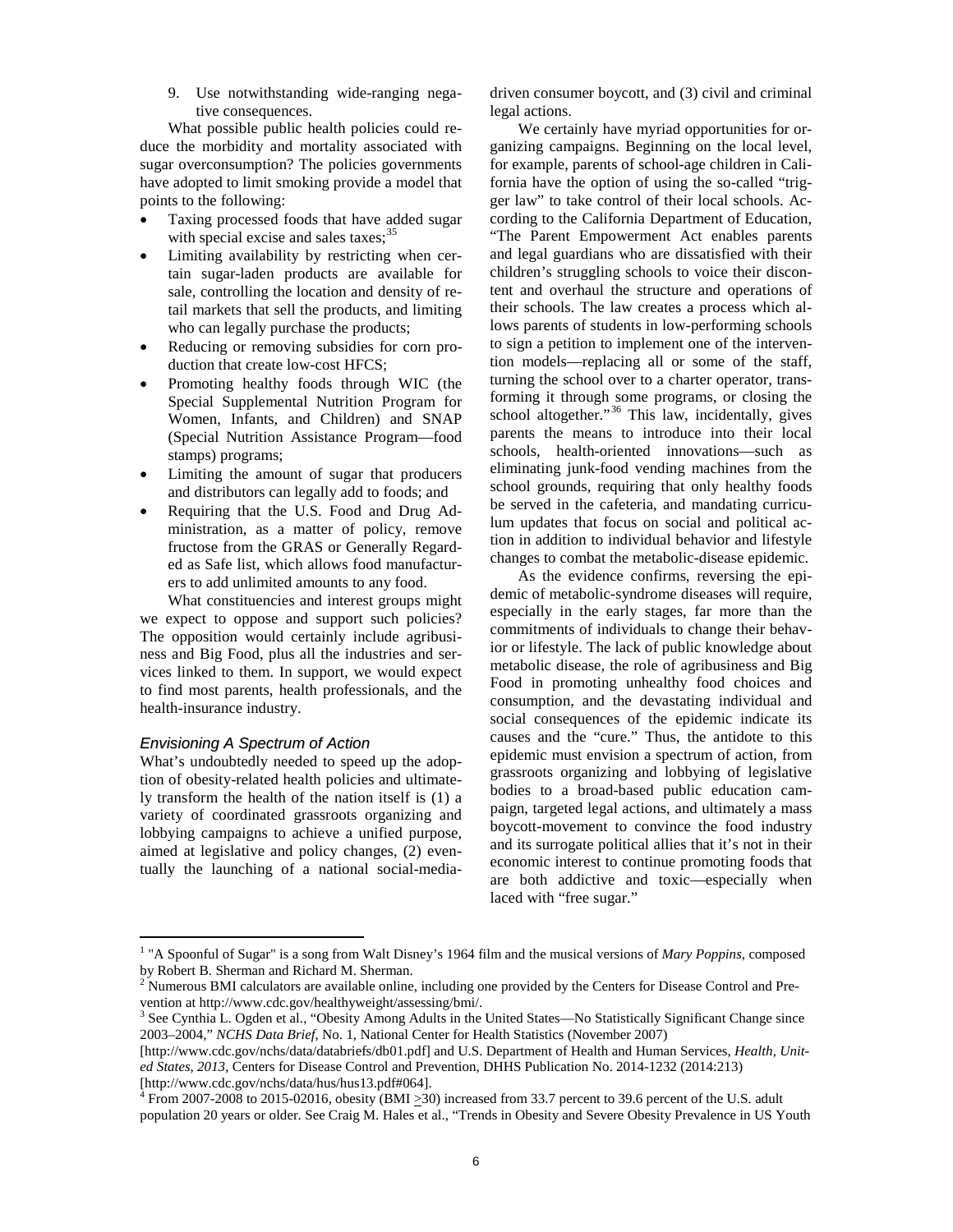9. Use notwithstanding wide-ranging negative consequences.

What possible public health policies could reduce the morbidity and mortality associated with sugar overconsumption? The policies governments have adopted to limit smoking provide a model that points to the following:

- Taxing processed foods that have added sugar with special excise and sales taxes;[35]
- Limiting availability by restricting when certain sugar-laden products are available for sale, controlling the location and density of retail markets that sell the products, and limiting who can legally purchase the products;
- Reducing or removing subsidies for corn production that create low-cost HFCS;
- Promoting healthy foods through WIC (the Special Supplemental Nutrition Program for Women, Infants, and Children) and SNAP (Special Nutrition Assistance Program—food stamps) programs;
- Limiting the amount of sugar that producers and distributors can legally add to foods; and
- Requiring that the U.S. Food and Drug Administration, as a matter of policy, remove fructose from the GRAS or Generally Regarded as Safe list, which allows food manufacturers to add unlimited amounts to any food.

What constituencies and interest groups might we expect to oppose and support such policies? The opposition would certainly include agribusiness and Big Food, plus all the industries and services linked to them. In support, we would expect to find most parents, health professionals, and the health-insurance industry.

### *Envisioning A Spectrum of Action*

What's undoubtedly needed to speed up the adoption of obesity-related health policies and ultimately transform the health of the nation itself is (1) a variety of coordinated grassroots organizing and lobbying campaigns to achieve a unified purpose, aimed at legislative and policy changes, (2) eventually the launching of a national social-media-driven consumer boycott, and (3) civil and criminal legal actions.

We certainly have myriad opportunities for organizing campaigns. Beginning on the local level, for example, parents of school-age children in California have the option of using the so-called "trigger law" to take control of their local schools. According to the California Department of Education, "The Parent Empowerment Act enables parents and legal guardians who are dissatisfied with their children's struggling schools to voice their discontent and overhaul the structure and operations of their schools. The law creates a process which allows parents of students in low-performing schools to sign a petition to implement one of the intervention models—replacing all or some of the staff, turning the school over to a charter operator, transforming it through some programs, or closing the school altogether."[36] This law, incidentally, gives parents the means to introduce into their local schools, health-oriented innovations—such as eliminating junk-food vending machines from the school grounds, requiring that only healthy foods be served in the cafeteria, and mandating curriculum updates that focus on social and political action in addition to individual behavior and lifestyle changes to combat the metabolic-disease epidemic.

As the evidence confirms, reversing the epidemic of metabolic-syndrome diseases will require, especially in the early stages, far more than the commitments of individuals to change their behavior or lifestyle. The lack of public knowledge about metabolic disease, the role of agribusiness and Big Food in promoting unhealthy food choices and consumption, and the devastating individual and social consequences of the epidemic indicate its causes and the "cure." Thus, the antidote to this epidemic must envision a spectrum of action, from grassroots organizing and lobbying of legislative bodies to a broad-based public education campaign, targeted legal actions, and ultimately a mass boycott-movement to convince the food industry and its surrogate political allies that it's not in their economic interest to continue promoting foods that are both addictive and toxic—especially when laced with "free sugar."

---

[1] "A Spoonful of Sugar" is a song from Walt Disney's 1964 film and the musical versions of *Mary Poppins*, composed by Robert B. Sherman and Richard M. Sherman.

[2] Numerous BMI calculators are available online, including one provided by the Centers for Disease Control and Prevention at http://www.cdc.gov/healthyweight/assessing/bmi/.

[3] See Cynthia L. Ogden et al., "Obesity Among Adults in the United States—No Statistically Significant Change since 2003–2004," *NCHS Data Brief*, No. 1, National Center for Health Statistics (November 2007) [http://www.cdc.gov/nchs/data/databriefs/db01.pdf] and U.S. Department of Health and Human Services, *Health, United States, 2013*, Centers for Disease Control and Prevention, DHHS Publication No. 2014-1232 (2014:213) [http://www.cdc.gov/nchs/data/hus/hus13.pdf#064].

[4] From 2007-2008 to 2015-02016, obesity (BMI $\geq$30) increased from 33.7 percent to 39.6 percent of the U.S. adult population 20 years or older. See Craig M. Hales et al., "Trends in Obesity and Severe Obesity Prevalence in US Youth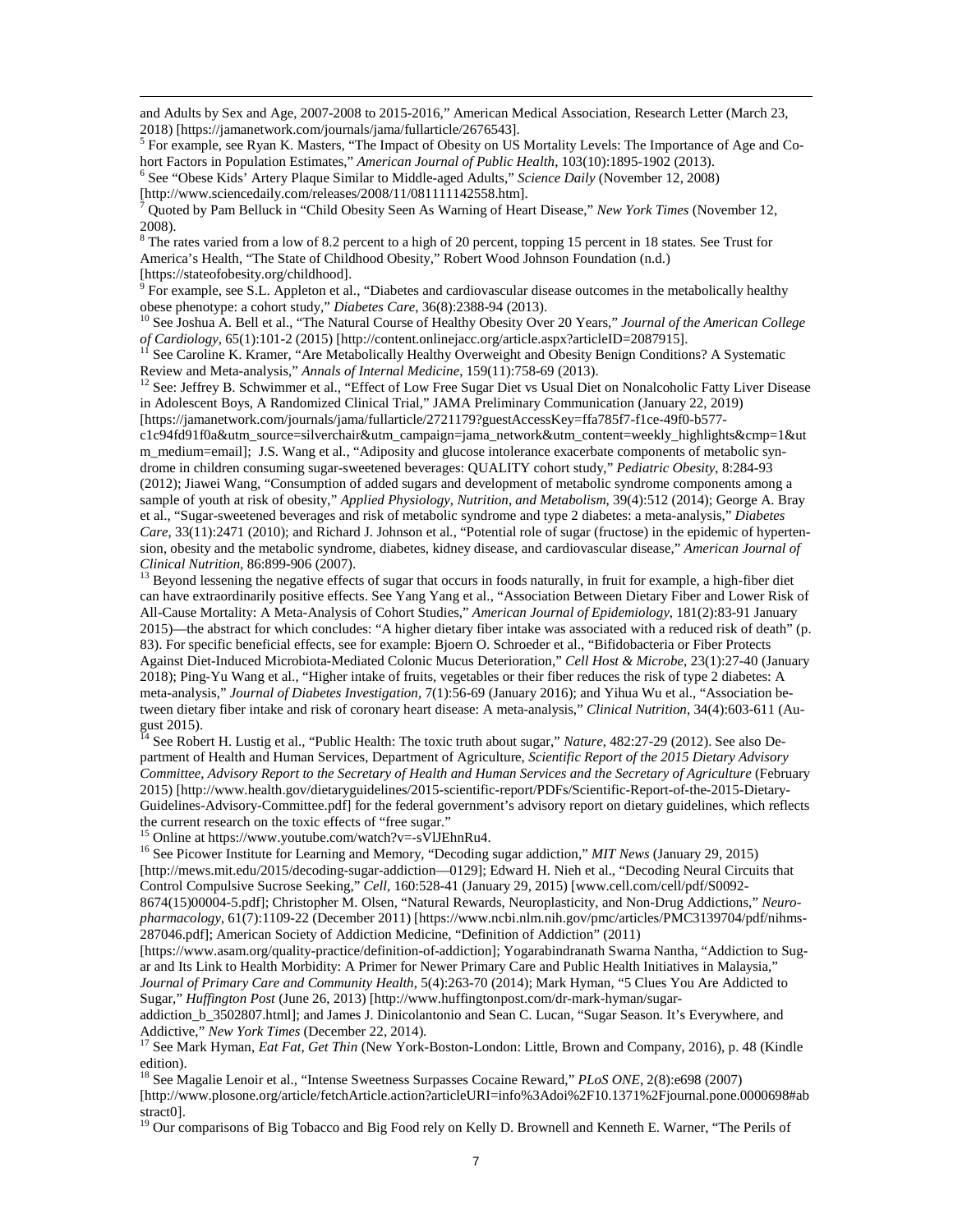and Adults by Sex and Age, 2007-2008 to 2015-2016," American Medical Association, Research Letter (March 23, 2018) [https://jamanetwork.com/journals/jama/fullarticle/2676543].

[5] For example, see Ryan K. Masters, "The Impact of Obesity on US Mortality Levels: The Importance of Age and Cohort Factors in Population Estimates," *American Journal of Public Health*, 103(10):1895-1902 (2013).

[6] See "Obese Kids' Artery Plaque Similar to Middle-aged Adults," *Science Daily* (November 12, 2008) [http://www.sciencedaily.com/releases/2008/11/081111142558.htm].

[7] Quoted by Pam Belluck in "Child Obesity Seen As Warning of Heart Disease," *New York Times* (November 12, 2008).

[8] The rates varied from a low of 8.2 percent to a high of 20 percent, topping 15 percent in 18 states. See Trust for America's Health, "The State of Childhood Obesity," Robert Wood Johnson Foundation (n.d.) [https://stateofobesity.org/childhood].

[9] For example, see S.L. Appleton et al., "Diabetes and cardiovascular disease outcomes in the metabolically healthy obese phenotype: a cohort study," *Diabetes Care*, 36(8):2388-94 (2013).

[10] See Joshua A. Bell et al., "The Natural Course of Healthy Obesity Over 20 Years," *Journal of the American College of Cardiology*, 65(1):101-2 (2015) [http://content.onlinejacc.org/article.aspx?articleID=2087915].

[11] See Caroline K. Kramer, "Are Metabolically Healthy Overweight and Obesity Benign Conditions? A Systematic Review and Meta-analysis," *Annals of Internal Medicine*, 159(11):758-69 (2013).

[12] See: Jeffrey B. Schwimmer et al., "Effect of Low Free Sugar Diet vs Usual Diet on Nonalcoholic Fatty Liver Disease in Adolescent Boys, A Randomized Clinical Trial," JAMA Preliminary Communication (January 22, 2019) [https://jamanetwork.com/journals/jama/fullarticle/2721179?guestAccessKey=ffa785f7-f1ce-49f0-b577-c1c94fd91f0a&utm_source=silverchair&utm_campaign=jama_network&utm_content=weekly_highlights&cmp=1&utm_medium=email]; J.S. Wang et al., "Adiposity and glucose intolerance exacerbate components of metabolic syndrome in children consuming sugar-sweetened beverages: QUALITY cohort study," *Pediatric Obesity*, 8:284-93 (2012); Jiawei Wang, "Consumption of added sugars and development of metabolic syndrome components among a sample of youth at risk of obesity," *Applied Physiology, Nutrition, and Metabolism*, 39(4):512 (2014); George A. Bray et al., "Sugar-sweetened beverages and risk of metabolic syndrome and type 2 diabetes: a meta-analysis," *Diabetes Care*, 33(11):2471 (2010); and Richard J. Johnson et al., "Potential role of sugar (fructose) in the epidemic of hypertension, obesity and the metabolic syndrome, diabetes, kidney disease, and cardiovascular disease," *American Journal of Clinical Nutrition*, 86:899-906 (2007).

[13] Beyond lessening the negative effects of sugar that occurs in foods naturally, in fruit for example, a high-fiber diet can have extraordinarily positive effects. See Yang Yang et al., "Association Between Dietary Fiber and Lower Risk of All-Cause Mortality: A Meta-Analysis of Cohort Studies," *American Journal of Epidemiology*, 181(2):83-91 January 2015)—the abstract for which concludes: "A higher dietary fiber intake was associated with a reduced risk of death" (p. 83). For specific beneficial effects, see for example: Bjoern O. Schroeder et al., "Bifidobacteria or Fiber Protects Against Diet-Induced Microbiota-Mediated Colonic Mucus Deterioration," *Cell Host & Microbe*, 23(1):27-40 (January 2018); Ping-Yu Wang et al., "Higher intake of fruits, vegetables or their fiber reduces the risk of type 2 diabetes: A meta-analysis," *Journal of Diabetes Investigation*, 7(1):56-69 (January 2016); and Yihua Wu et al., "Association between dietary fiber intake and risk of coronary heart disease: A meta-analysis," *Clinical Nutrition*, 34(4):603-611 (August 2015).

[14] See Robert H. Lustig et al., "Public Health: The toxic truth about sugar," *Nature*, 482:27-29 (2012). See also Department of Health and Human Services, Department of Agriculture, *Scientific Report of the 2015 Dietary Advisory Committee, Advisory Report to the Secretary of Health and Human Services and the Secretary of Agriculture* (February 2015) [http://www.health.gov/dietaryguidelines/2015-scientific-report/PDFs/Scientific-Report-of-the-2015-Dietary-Guidelines-Advisory-Committee.pdf] for the federal government's advisory report on dietary guidelines, which reflects the current research on the toxic effects of "free sugar."

[15] Online at https://www.youtube.com/watch?v=-sVlJEhnRu4.

[16] See Picower Institute for Learning and Memory, "Decoding sugar addiction," *MIT News* (January 29, 2015) [http://mews.mit.edu/2015/decoding-sugar-addiction—0129]; Edward H. Nieh et al., "Decoding Neural Circuits that Control Compulsive Sucrose Seeking," *Cell*, 160:528-41 (January 29, 2015) [www.cell.com/cell/pdf/S0092-8674(15)00004-5.pdf]; Christopher M. Olsen, "Natural Rewards, Neuroplasticity, and Non-Drug Addictions," *Neuropharmacology*, 61(7):1109-22 (December 2011) [https://www.ncbi.nlm.nih.gov/pmc/articles/PMC3139704/pdf/nihms-287046.pdf]; American Society of Addiction Medicine, "Definition of Addiction" (2011) [https://www.asam.org/quality-practice/definition-of-addiction]; Yogarabindranath Swarna Nantha, "Addiction to Sugar and Its Link to Health Morbidity: A Primer for Newer Primary Care and Public Health Initiatives in Malaysia," *Journal of Primary Care and Community Health*, 5(4):263-70 (2014); Mark Hyman, "5 Clues You Are Addicted to Sugar," *Huffington Post* (June 26, 2013) [http://www.huffingtonpost.com/dr-mark-hyman/sugar-addiction_b_3502807.html]; and James J. Dinicolantonio and Sean C. Lucan, "Sugar Season. It's Everywhere, and Addictive," *New York Times* (December 22, 2014).

[17] See Mark Hyman, *Eat Fat, Get Thin* (New York-Boston-London: Little, Brown and Company, 2016), p. 48 (Kindle edition).

[18] See Magalie Lenoir et al., "Intense Sweetness Surpasses Cocaine Reward," *PLoS ONE*, 2(8):e698 (2007) [http://www.plosone.org/article/fetchArticle.action?articleURI=info%3Adoi%2F10.1371%2Fjournal.pone.0000698#abstract0].

[19] Our comparisons of Big Tobacco and Big Food rely on Kelly D. Brownell and Kenneth E. Warner, "The Perils of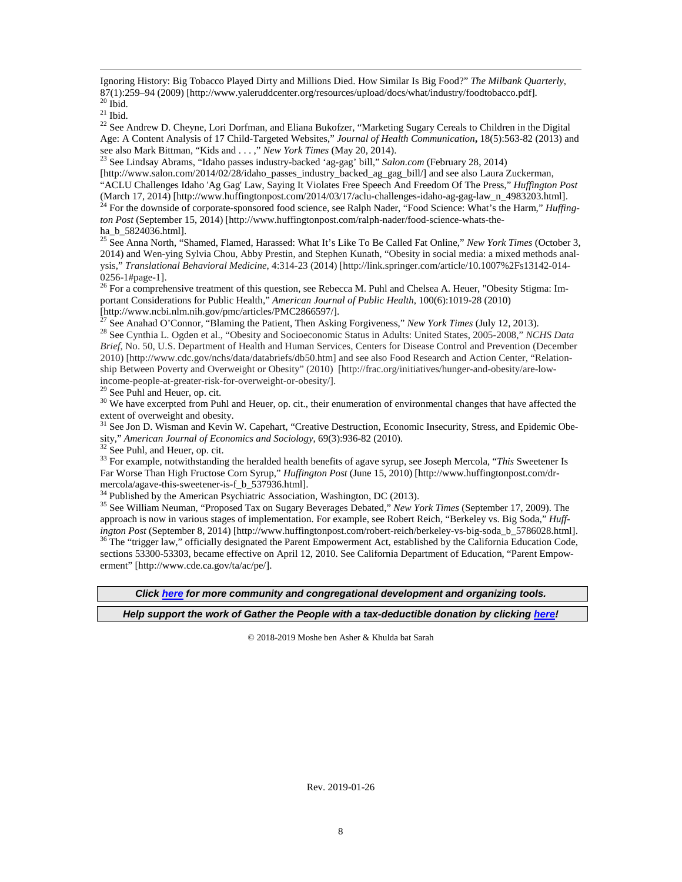Ignoring History: Big Tobacco Played Dirty and Millions Died. How Similar Is Big Food?" *The Milbank Quarterly*, 87(1):259–94 (2009) [http://www.yaleruddcenter.org/resources/upload/docs/what/industry/foodtobacco.pdf].

[20] Ibid.

[21] Ibid.

[22] See Andrew D. Cheyne, Lori Dorfman, and Eliana Bukofzer, "Marketing Sugary Cereals to Children in the Digital Age: A Content Analysis of 17 Child-Targeted Websites," *Journal of Health Communication***,** 18(5):563-82 (2013) and see also Mark Bittman, "Kids and . . . ," *New York Times* (May 20, 2014).

[23] See Lindsay Abrams, "Idaho passes industry-backed 'ag-gag' bill," *Salon.com* (February 28, 2014) [http://www.salon.com/2014/02/28/idaho_passes_industry_backed_ag_gag_bill/] and see also Laura Zuckerman, "ACLU Challenges Idaho 'Ag Gag' Law, Saying It Violates Free Speech And Freedom Of The Press," *Huffington Post* (March 17, 2014) [http://www.huffingtonpost.com/2014/03/17/aclu-challenges-idaho-ag-gag-law_n_4983203.html].

[24] For the downside of corporate-sponsored food science, see Ralph Nader, "Food Science: What's the Harm," *Huffington Post* (September 15, 2014) [http://www.huffingtonpost.com/ralph-nader/food-science-whats-the-ha_b_5824036.html].

[25] See Anna North, "Shamed, Flamed, Harassed: What It's Like To Be Called Fat Online," *New York Times* (October 3, 2014) and Wen-ying Sylvia Chou, Abby Prestin, and Stephen Kunath, "Obesity in social media: a mixed methods analysis," *Translational Behavioral Medicine*, 4:314-23 (2014) [http://link.springer.com/article/10.1007%2Fs13142-014-0256-1#page-1].

[26] For a comprehensive treatment of this question, see Rebecca M. Puhl and Chelsea A. Heuer, "Obesity Stigma: Important Considerations for Public Health," *American Journal of Public Health*, 100(6):1019-28 (2010) [http://www.ncbi.nlm.nih.gov/pmc/articles/PMC2866597/].

[27] See Anahad O'Connor, "Blaming the Patient, Then Asking Forgiveness," *New York Times* (July 12, 2013).

[28] See Cynthia L. Ogden et al., "Obesity and Socioeconomic Status in Adults: United States, 2005-2008," *NCHS Data Brief*, No. 50, U.S. Department of Health and Human Services, Centers for Disease Control and Prevention (December 2010) [http://www.cdc.gov/nchs/data/databriefs/db50.htm] and see also Food Research and Action Center, "Relationship Between Poverty and Overweight or Obesity" (2010) [http://frac.org/initiatives/hunger-and-obesity/are-low-income-people-at-greater-risk-for-overweight-or-obesity/].

[29] See Puhl and Heuer, op. cit.

[30] We have excerpted from Puhl and Heuer, op. cit., their enumeration of environmental changes that have affected the extent of overweight and obesity.

[31] See Jon D. Wisman and Kevin W. Capehart, "Creative Destruction, Economic Insecurity, Stress, and Epidemic Obesity," *American Journal of Economics and Sociology*, 69(3):936-82 (2010).

[32] See Puhl, and Heuer, op. cit.

[33] For example, notwithstanding the heralded health benefits of agave syrup, see Joseph Mercola, "*This* Sweetener Is Far Worse Than High Fructose Corn Syrup," *Huffington Post* (June 15, 2010) [http://www.huffingtonpost.com/dr-mercola/agave-this-sweetener-is-f_b_537936.html].

[34] Published by the American Psychiatric Association, Washington, DC (2013).

[35] See William Neuman, "Proposed Tax on Sugary Beverages Debated," *New York Times* (September 17, 2009). The approach is now in various stages of implementation. For example, see Robert Reich, "Berkeley vs. Big Soda," *Huffington Post* (September 8, 2014) [http://www.huffingtonpost.com/robert-reich/berkeley-vs-big-soda_b_5786028.html].

[36] The "trigger law," officially designated the Parent Empowerment Act, established by the California Education Code, sections 53300-53303, became effective on April 12, 2010. See California Department of Education, "Parent Empowerment" [http://www.cde.ca.gov/ta/ac/pe/].

***Click here for more community and congregational development and organizing tools.***

***Help support the work of Gather the People with a tax-deductible donation by clicking here!***

© 2018-2019 Moshe ben Asher & Khulda bat Sarah

Rev. 2019-01-26